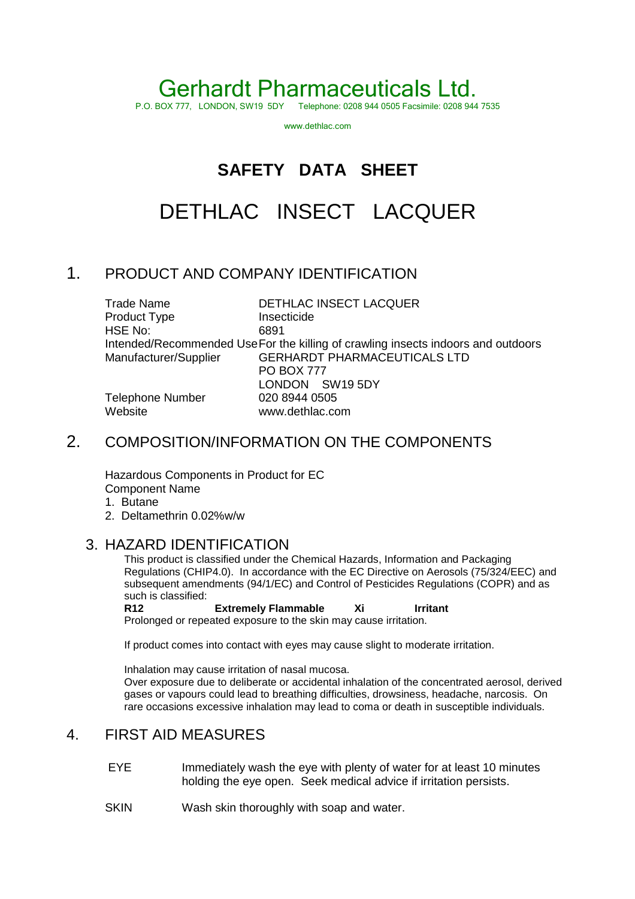# Gerhardt Pharmaceuticals Ltd.

P.O. BOX 777, LONDON, SW19 5DY Telephone: 0208 944 0505 Facsimile: 0208 944 7535

www.dethlac.com

## SAFETY DATA SHEET

# DETHLAC INSECT LACQUER

## 1. PRODUCT AND COMPANY IDENTIFICATION

| | |
|---|---|
| Trade Name | DETHLAC INSECT LACQUER |
| Product Type | Insecticide |
| HSE No: | 6891 |
| Intended/Recommended Use | For the killing of crawling insects indoors and outdoors |
| Manufacturer/Supplier | GERHARDT PHARMACEUTICALS LTD<br>PO BOX 777<br>LONDON SW19 5DY |
| Telephone Number | 020 8944 0505 |
| Website | www.dethlac.com |

## 2. COMPOSITION/INFORMATION ON THE COMPONENTS

Hazardous Components in Product for EC
Component Name

1. Butane
2. Deltamethrin 0.02%w/w

## 3. HAZARD IDENTIFICATION

This product is classified under the Chemical Hazards, Information and Packaging Regulations (CHIP4.0). In accordance with the EC Directive on Aerosols (75/324/EEC) and subsequent amendments (94/1/EC) and Control of Pesticides Regulations (COPR) and as such is classified:

**R12 Extremely Flammable Xi Irritant**

Prolonged or repeated exposure to the skin may cause irritation.

If product comes into contact with eyes may cause slight to moderate irritation.

Inhalation may cause irritation of nasal mucosa.
Over exposure due to deliberate or accidental inhalation of the concentrated aerosol, derived gases or vapours could lead to breathing difficulties, drowsiness, headache, narcosis. On rare occasions excessive inhalation may lead to coma or death in susceptible individuals.

## 4. FIRST AID MEASURES

| | |
|---|---|
| EYE | Immediately wash the eye with plenty of water for at least 10 minutes holding the eye open. Seek medical advice if irritation persists. |
| SKIN | Wash skin thoroughly with soap and water. |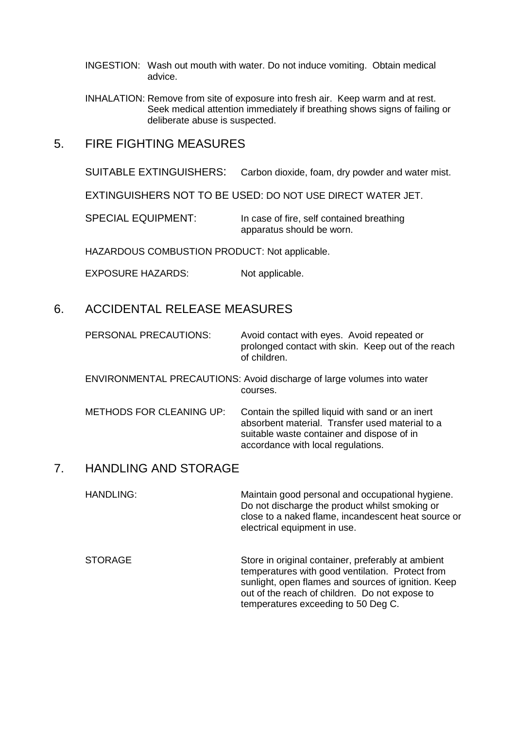INGESTION: Wash out mouth with water. Do not induce vomiting. Obtain medical advice.

INHALATION: Remove from site of exposure into fresh air. Keep warm and at rest. Seek medical attention immediately if breathing shows signs of failing or deliberate abuse is suspected.

## 5. FIRE FIGHTING MEASURES

SUITABLE EXTINGUISHERS: Carbon dioxide, foam, dry powder and water mist.

EXTINGUISHERS NOT TO BE USED: DO NOT USE DIRECT WATER JET.

SPECIAL EQUIPMENT: In case of fire, self contained breathing apparatus should be worn.

HAZARDOUS COMBUSTION PRODUCT: Not applicable.

EXPOSURE HAZARDS: Not applicable.

## 6. ACCIDENTAL RELEASE MEASURES

PERSONAL PRECAUTIONS: Avoid contact with eyes. Avoid repeated or prolonged contact with skin. Keep out of the reach of children.

ENVIRONMENTAL PRECAUTIONS: Avoid discharge of large volumes into water courses.

METHODS FOR CLEANING UP: Contain the spilled liquid with sand or an inert absorbent material. Transfer used material to a suitable waste container and dispose of in accordance with local regulations.

## 7. HANDLING AND STORAGE

HANDLING: Maintain good personal and occupational hygiene. Do not discharge the product whilst smoking or close to a naked flame, incandescent heat source or electrical equipment in use.

STORAGE Store in original container, preferably at ambient temperatures with good ventilation. Protect from sunlight, open flames and sources of ignition. Keep out of the reach of children. Do not expose to temperatures exceeding to 50 Deg C.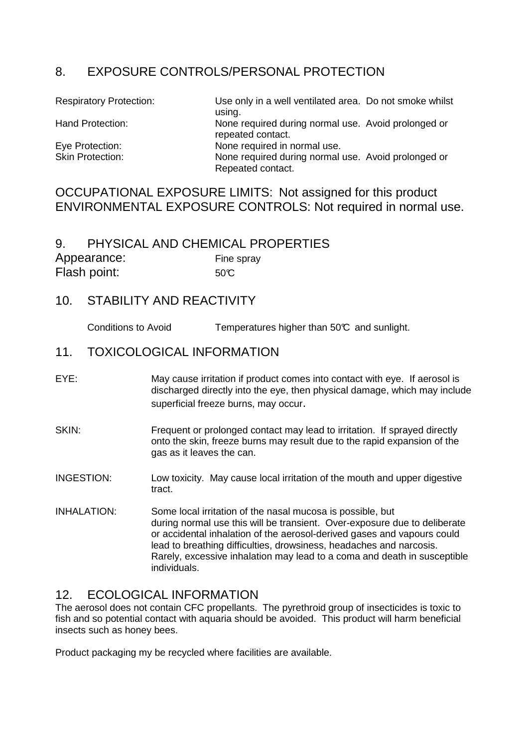## 8. EXPOSURE CONTROLS/PERSONAL PROTECTION

| | |
|---|---|
| Respiratory Protection: | Use only in a well ventilated area. Do not smoke whilst using. |
| Hand Protection: | None required during normal use. Avoid prolonged or repeated contact. |
| Eye Protection: | None required in normal use. |
| Skin Protection: | None required during normal use. Avoid prolonged or Repeated contact. |

OCCUPATIONAL EXPOSURE LIMITS: Not assigned for this product
ENVIRONMENTAL EXPOSURE CONTROLS: Not required in normal use.

## 9. PHYSICAL AND CHEMICAL PROPERTIES

| | |
|---|---|
| Appearance: | Fine spray |
| Flash point: | 50°C |

## 10. STABILITY AND REACTIVITY

Conditions to Avoid    Temperatures higher than 50°C and sunlight.

## 11. TOXICOLOGICAL INFORMATION

EYE: May cause irritation if product comes into contact with eye. If aerosol is discharged directly into the eye, then physical damage, which may include superficial freeze burns, may occur.

SKIN: Frequent or prolonged contact may lead to irritation. If sprayed directly onto the skin, freeze burns may result due to the rapid expansion of the gas as it leaves the can.

INGESTION: Low toxicity. May cause local irritation of the mouth and upper digestive tract.

INHALATION: Some local irritation of the nasal mucosa is possible, but during normal use this will be transient. Over-exposure due to deliberate or accidental inhalation of the aerosol-derived gases and vapours could lead to breathing difficulties, drowsiness, headaches and narcosis. Rarely, excessive inhalation may lead to a coma and death in susceptible individuals.

## 12. ECOLOGICAL INFORMATION

The aerosol does not contain CFC propellants. The pyrethroid group of insecticides is toxic to fish and so potential contact with aquaria should be avoided. This product will harm beneficial insects such as honey bees.

Product packaging my be recycled where facilities are available.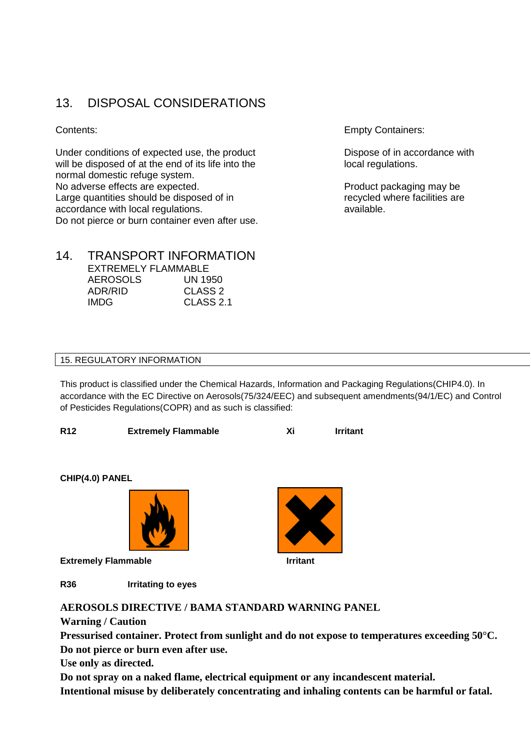## 13. DISPOSAL CONSIDERATIONS

Contents:

Under conditions of expected use, the product will be disposed of at the end of its life into the normal domestic refuge system.
No adverse effects are expected.
Large quantities should be disposed of in accordance with local regulations.
Do not pierce or burn container even after use.

Empty Containers:

Dispose of in accordance with local regulations.

Product packaging may be recycled where facilities are available.

## 14. TRANSPORT INFORMATION

EXTREMELY FLAMMABLE

| | |
|---|---|
| AEROSOLS | UN 1950 |
| ADR/RID | CLASS 2 |
| IMDG | CLASS 2.1 |

## 15. REGULATORY INFORMATION

This product is classified under the Chemical Hazards, Information and Packaging Regulations(CHIP4.0). In accordance with the EC Directive on Aerosols(75/324/EEC) and subsequent amendments(94/1/EC) and Control of Pesticides Regulations(COPR) and as such is classified:

| | | | |
|---|---|---|---|
| **R12** | **Extremely Flammable** | **Xi** | **Irritant** |

**CHIP(4.0) PANEL**

**Extremely Flammable**

**Irritant**

| | |
|---|---|
| **R36** | **Irritating to eyes** |

**AEROSOLS DIRECTIVE / BAMA STANDARD WARNING PANEL**
**Warning / Caution**
**Pressurised container. Protect from sunlight and do not expose to temperatures exceeding 50°C.**
**Do not pierce or burn even after use.**
**Use only as directed.**
**Do not spray on a naked flame, electrical equipment or any incandescent material.**
**Intentional misuse by deliberately concentrating and inhaling contents can be harmful or fatal.**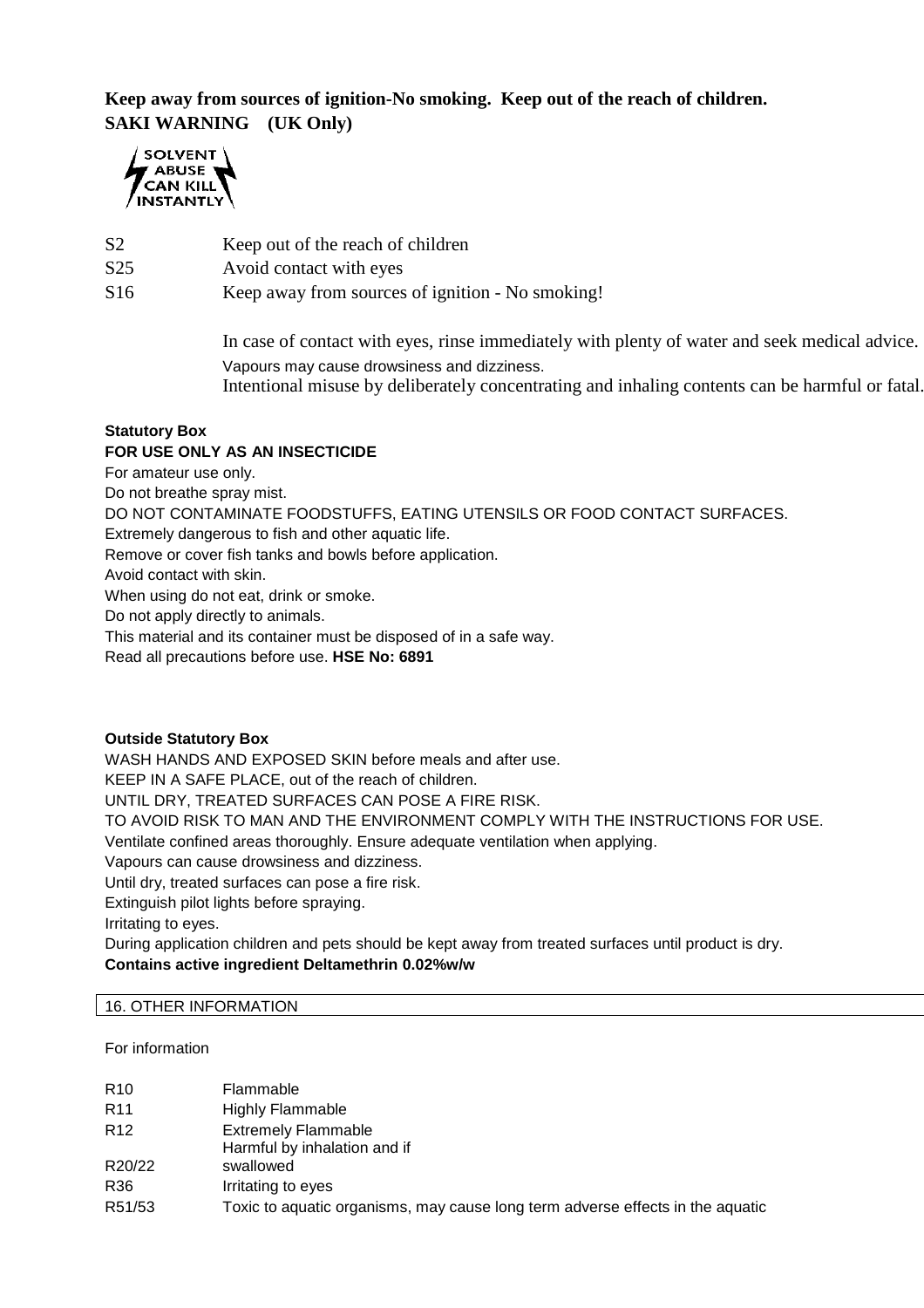**Keep away from sources of ignition-No smoking. Keep out of the reach of children.**
**SAKI WARNING (UK Only)**

SOLVENT ABUSE CAN KILL INSTANTLY

| | |
|---|---|
| S2 | Keep out of the reach of children |
| S25 | Avoid contact with eyes |
| S16 | Keep away from sources of ignition - No smoking! |

In case of contact with eyes, rinse immediately with plenty of water and seek medical advice.
Vapours may cause drowsiness and dizziness.
Intentional misuse by deliberately concentrating and inhaling contents can be harmful or fatal.

**Statutory Box**
**FOR USE ONLY AS AN INSECTICIDE**
For amateur use only.
Do not breathe spray mist.
DO NOT CONTAMINATE FOODSTUFFS, EATING UTENSILS OR FOOD CONTACT SURFACES.
Extremely dangerous to fish and other aquatic life.
Remove or cover fish tanks and bowls before application.
Avoid contact with skin.
When using do not eat, drink or smoke.
Do not apply directly to animals.
This material and its container must be disposed of in a safe way.
Read all precautions before use. **HSE No: 6891**

**Outside Statutory Box**
WASH HANDS AND EXPOSED SKIN before meals and after use.
KEEP IN A SAFE PLACE, out of the reach of children.
UNTIL DRY, TREATED SURFACES CAN POSE A FIRE RISK.
TO AVOID RISK TO MAN AND THE ENVIRONMENT COMPLY WITH THE INSTRUCTIONS FOR USE.
Ventilate confined areas thoroughly. Ensure adequate ventilation when applying.
Vapours can cause drowsiness and dizziness.
Until dry, treated surfaces can pose a fire risk.
Extinguish pilot lights before spraying.
Irritating to eyes.
During application children and pets should be kept away from treated surfaces until product is dry.
**Contains active ingredient Deltamethrin 0.02%w/w**

## 16. OTHER INFORMATION

For information

| | |
|---|---|
| R10 | Flammable |
| R11 | Highly Flammable |
| R12 | Extremely Flammable |
| R20/22 | Harmful by inhalation and if swallowed |
| R36 | Irritating to eyes |
| R51/53 | Toxic to aquatic organisms, may cause long term adverse effects in the aquatic |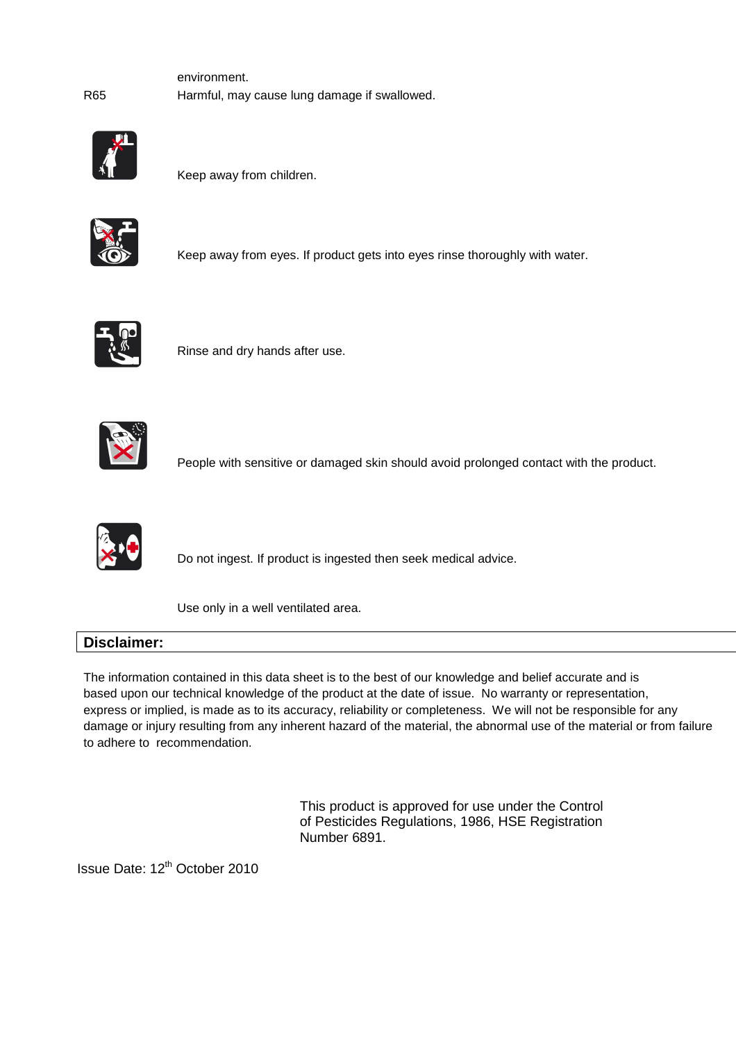environment.

R65 Harmful, may cause lung damage if swallowed.

Keep away from children.

Keep away from eyes. If product gets into eyes rinse thoroughly with water.

Rinse and dry hands after use.

People with sensitive or damaged skin should avoid prolonged contact with the product.

Do not ingest. If product is ingested then seek medical advice.

Use only in a well ventilated area.

## Disclaimer:

The information contained in this data sheet is to the best of our knowledge and belief accurate and is based upon our technical knowledge of the product at the date of issue. No warranty or representation, express or implied, is made as to its accuracy, reliability or completeness. We will not be responsible for any damage or injury resulting from any inherent hazard of the material, the abnormal use of the material or from failure to adhere to recommendation.

This product is approved for use under the Control of Pesticides Regulations, 1986, HSE Registration Number 6891.

Issue Date: 12th October 2010